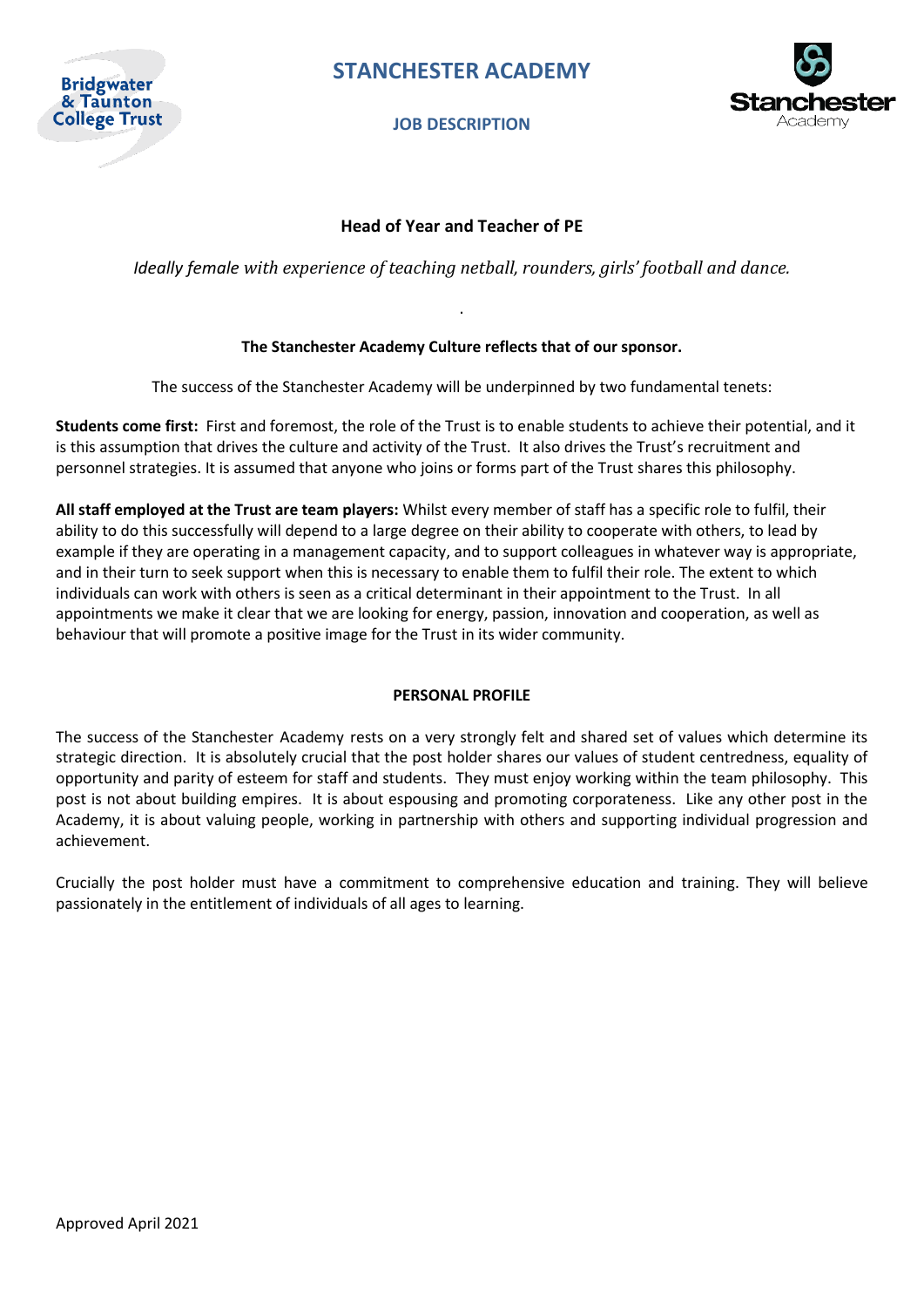# STANCHESTER ACADEMY

## JOB DESCRIPTION

### Head of Year and Teacher of PE

*Ideally female with experience of teaching netball, rounders, girls' football and dance.*

.

**The Stanchester Academy Culture reflects that of our sponsor.**

The success of the Stanchester Academy will be underpinned by two fundamental tenets:

**Students come first:** First and foremost, the role of the Trust is to enable students to achieve their potential, and it is this assumption that drives the culture and activity of the Trust. It also drives the Trust's recruitment and personnel strategies. It is assumed that anyone who joins or forms part of the Trust shares this philosophy.

**All staff employed at the Trust are team players:** Whilst every member of staff has a specific role to fulfil, their ability to do this successfully will depend to a large degree on their ability to cooperate with others, to lead by example if they are operating in a management capacity, and to support colleagues in whatever way is appropriate, and in their turn to seek support when this is necessary to enable them to fulfil their role. The extent to which individuals can work with others is seen as a critical determinant in their appointment to the Trust. In all appointments we make it clear that we are looking for energy, passion, innovation and cooperation, as well as behaviour that will promote a positive image for the Trust in its wider community.

**PERSONAL PROFILE**

The success of the Stanchester Academy rests on a very strongly felt and shared set of values which determine its strategic direction. It is absolutely crucial that the post holder shares our values of student centredness, equality of opportunity and parity of esteem for staff and students. They must enjoy working within the team philosophy. This post is not about building empires. It is about espousing and promoting corporateness. Like any other post in the Academy, it is about valuing people, working in partnership with others and supporting individual progression and achievement.

Crucially the post holder must have a commitment to comprehensive education and training. They will believe passionately in the entitlement of individuals of all ages to learning.

Approved April 2021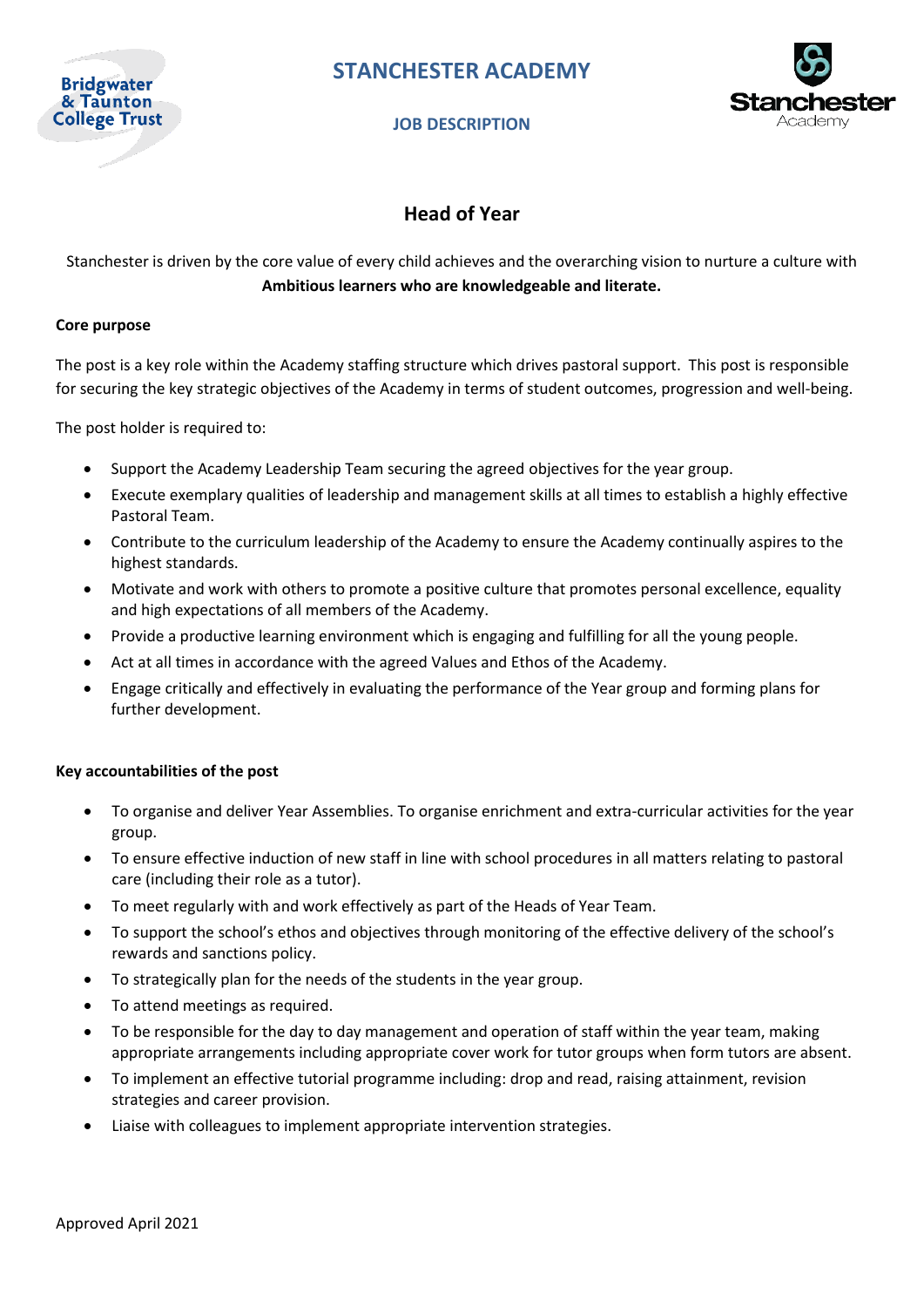# STANCHESTER ACADEMY

## JOB DESCRIPTION

## Head of Year

Stanchester is driven by the core value of every child achieves and the overarching vision to nurture a culture with **Ambitious learners who are knowledgeable and literate.**

**Core purpose**

The post is a key role within the Academy staffing structure which drives pastoral support. This post is responsible for securing the key strategic objectives of the Academy in terms of student outcomes, progression and well-being.

The post holder is required to:

- Support the Academy Leadership Team securing the agreed objectives for the year group.
- Execute exemplary qualities of leadership and management skills at all times to establish a highly effective Pastoral Team.
- Contribute to the curriculum leadership of the Academy to ensure the Academy continually aspires to the highest standards.
- Motivate and work with others to promote a positive culture that promotes personal excellence, equality and high expectations of all members of the Academy.
- Provide a productive learning environment which is engaging and fulfilling for all the young people.
- Act at all times in accordance with the agreed Values and Ethos of the Academy.
- Engage critically and effectively in evaluating the performance of the Year group and forming plans for further development.

**Key accountabilities of the post**

- To organise and deliver Year Assemblies. To organise enrichment and extra-curricular activities for the year group.
- To ensure effective induction of new staff in line with school procedures in all matters relating to pastoral care (including their role as a tutor).
- To meet regularly with and work effectively as part of the Heads of Year Team.
- To support the school's ethos and objectives through monitoring of the effective delivery of the school's rewards and sanctions policy.
- To strategically plan for the needs of the students in the year group.
- To attend meetings as required.
- To be responsible for the day to day management and operation of staff within the year team, making appropriate arrangements including appropriate cover work for tutor groups when form tutors are absent.
- To implement an effective tutorial programme including: drop and read, raising attainment, revision strategies and career provision.
- Liaise with colleagues to implement appropriate intervention strategies.

Approved April 2021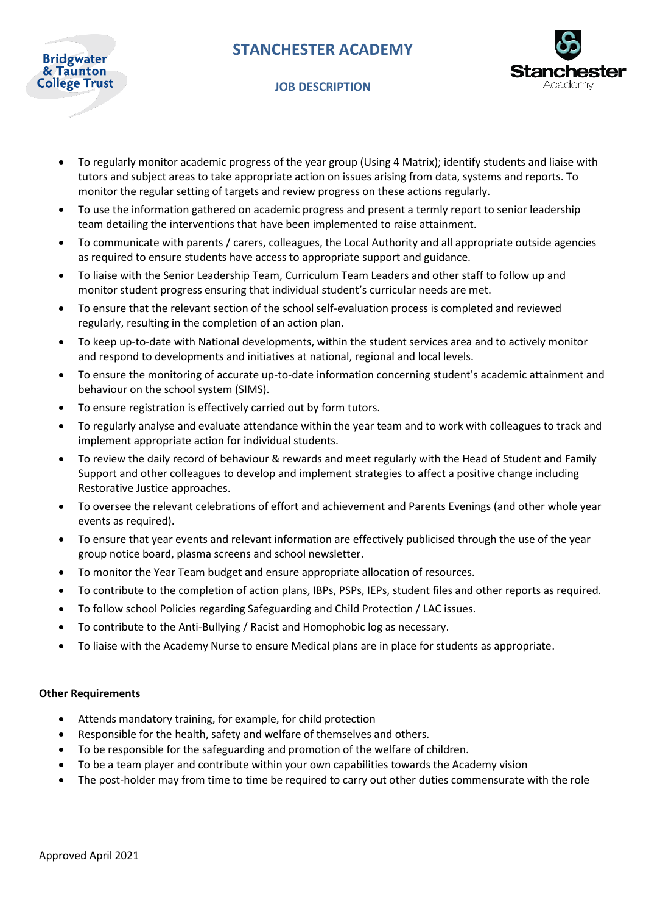- To regularly monitor academic progress of the year group (Using 4 Matrix); identify students and liaise with tutors and subject areas to take appropriate action on issues arising from data, systems and reports. To monitor the regular setting of targets and review progress on these actions regularly.
- To use the information gathered on academic progress and present a termly report to senior leadership team detailing the interventions that have been implemented to raise attainment.
- To communicate with parents / carers, colleagues, the Local Authority and all appropriate outside agencies as required to ensure students have access to appropriate support and guidance.
- To liaise with the Senior Leadership Team, Curriculum Team Leaders and other staff to follow up and monitor student progress ensuring that individual student's curricular needs are met.
- To ensure that the relevant section of the school self-evaluation process is completed and reviewed regularly, resulting in the completion of an action plan.
- To keep up-to-date with National developments, within the student services area and to actively monitor and respond to developments and initiatives at national, regional and local levels.
- To ensure the monitoring of accurate up-to-date information concerning student's academic attainment and behaviour on the school system (SIMS).
- To ensure registration is effectively carried out by form tutors.
- To regularly analyse and evaluate attendance within the year team and to work with colleagues to track and implement appropriate action for individual students.
- To review the daily record of behaviour & rewards and meet regularly with the Head of Student and Family Support and other colleagues to develop and implement strategies to affect a positive change including Restorative Justice approaches.
- To oversee the relevant celebrations of effort and achievement and Parents Evenings (and other whole year events as required).
- To ensure that year events and relevant information are effectively publicised through the use of the year group notice board, plasma screens and school newsletter.
- To monitor the Year Team budget and ensure appropriate allocation of resources.
- To contribute to the completion of action plans, IBPs, PSPs, IEPs, student files and other reports as required.
- To follow school Policies regarding Safeguarding and Child Protection / LAC issues.
- To contribute to the Anti-Bullying / Racist and Homophobic log as necessary.
- To liaise with the Academy Nurse to ensure Medical plans are in place for students as appropriate.

**Other Requirements**

- Attends mandatory training, for example, for child protection
- Responsible for the health, safety and welfare of themselves and others.
- To be responsible for the safeguarding and promotion of the welfare of children.
- To be a team player and contribute within your own capabilities towards the Academy vision
- The post-holder may from time to time be required to carry out other duties commensurate with the role

Approved April 2021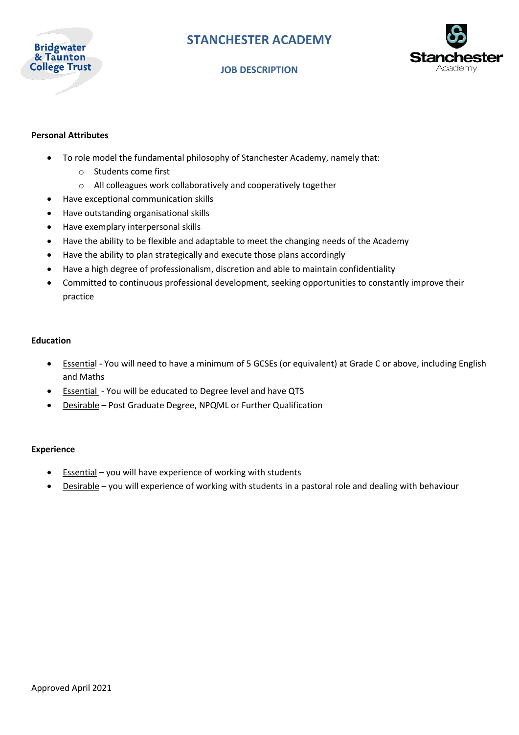# STANCHESTER ACADEMY

## JOB DESCRIPTION

**Personal Attributes**

- To role model the fundamental philosophy of Stanchester Academy, namely that:
  - Students come first
  - All colleagues work collaboratively and cooperatively together
- Have exceptional communication skills
- Have outstanding organisational skills
- Have exemplary interpersonal skills
- Have the ability to be flexible and adaptable to meet the changing needs of the Academy
- Have the ability to plan strategically and execute those plans accordingly
- Have a high degree of professionalism, discretion and able to maintain confidentiality
- Committed to continuous professional development, seeking opportunities to constantly improve their practice

**Education**

- Essential - You will need to have a minimum of 5 GCSEs (or equivalent) at Grade C or above, including English and Maths
- Essential - You will be educated to Degree level and have QTS
- Desirable – Post Graduate Degree, NPQML or Further Qualification

**Experience**

- Essential – you will have experience of working with students
- Desirable – you will experience of working with students in a pastoral role and dealing with behaviour

Approved April 2021